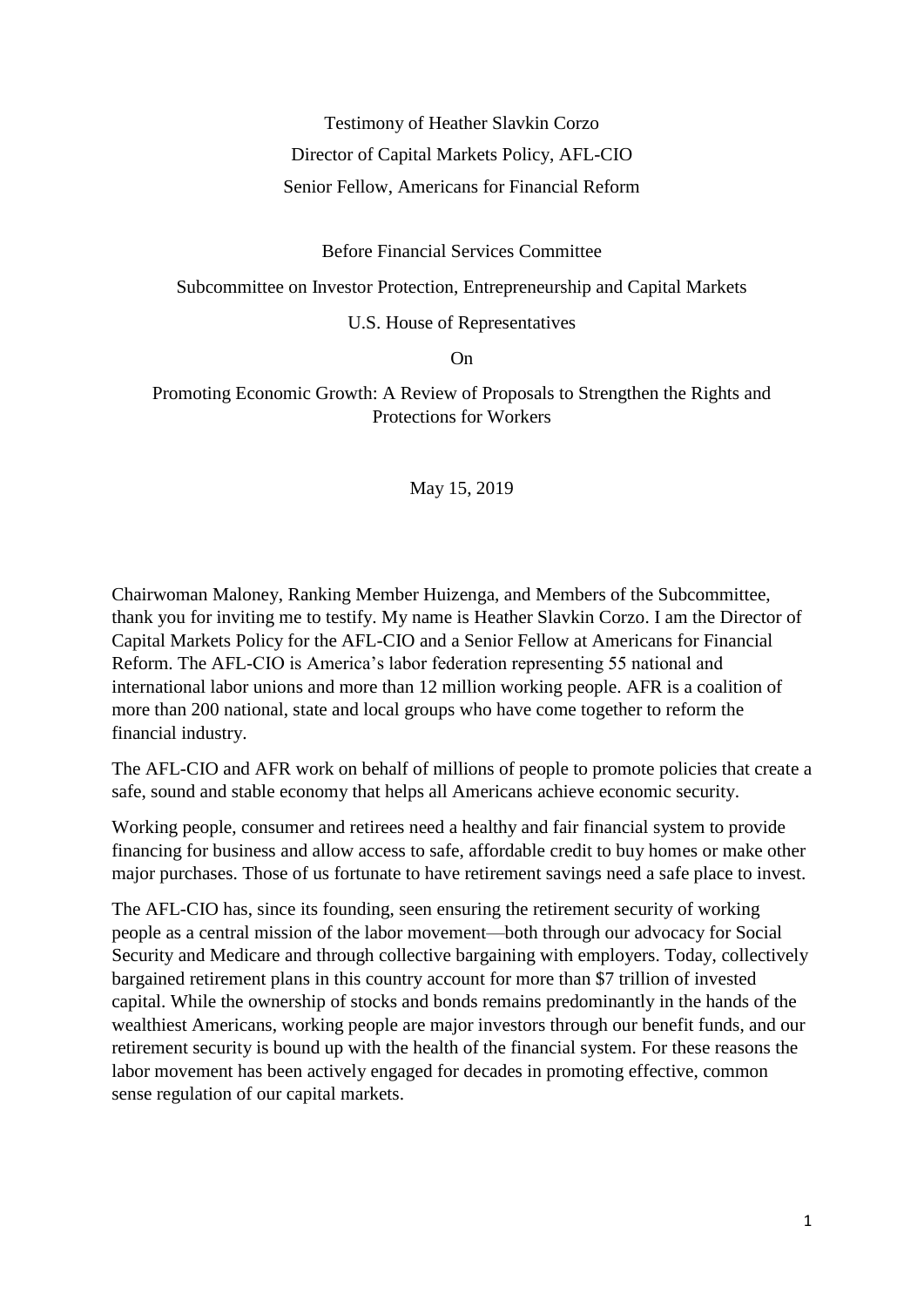Testimony of Heather Slavkin Corzo

Director of Capital Markets Policy, AFL-CIO

Senior Fellow, Americans for Financial Reform

Before Financial Services Committee

Subcommittee on Investor Protection, Entrepreneurship and Capital Markets

U.S. House of Representatives

On

Promoting Economic Growth: A Review of Proposals to Strengthen the Rights and Protections for Workers

May 15, 2019

Chairwoman Maloney, Ranking Member Huizenga, and Members of the Subcommittee, thank you for inviting me to testify. My name is Heather Slavkin Corzo. I am the Director of Capital Markets Policy for the AFL-CIO and a Senior Fellow at Americans for Financial Reform. The AFL-CIO is America's labor federation representing 55 national and international labor unions and more than 12 million working people. AFR is a coalition of more than 200 national, state and local groups who have come together to reform the financial industry.

The AFL-CIO and AFR work on behalf of millions of people to promote policies that create a safe, sound and stable economy that helps all Americans achieve economic security.

Working people, consumer and retirees need a healthy and fair financial system to provide financing for business and allow access to safe, affordable credit to buy homes or make other major purchases. Those of us fortunate to have retirement savings need a safe place to invest.

The AFL-CIO has, since its founding, seen ensuring the retirement security of working people as a central mission of the labor movement—both through our advocacy for Social Security and Medicare and through collective bargaining with employers. Today, collectively bargained retirement plans in this country account for more than $7 trillion of invested capital. While the ownership of stocks and bonds remains predominantly in the hands of the wealthiest Americans, working people are major investors through our benefit funds, and our retirement security is bound up with the health of the financial system. For these reasons the labor movement has been actively engaged for decades in promoting effective, common sense regulation of our capital markets.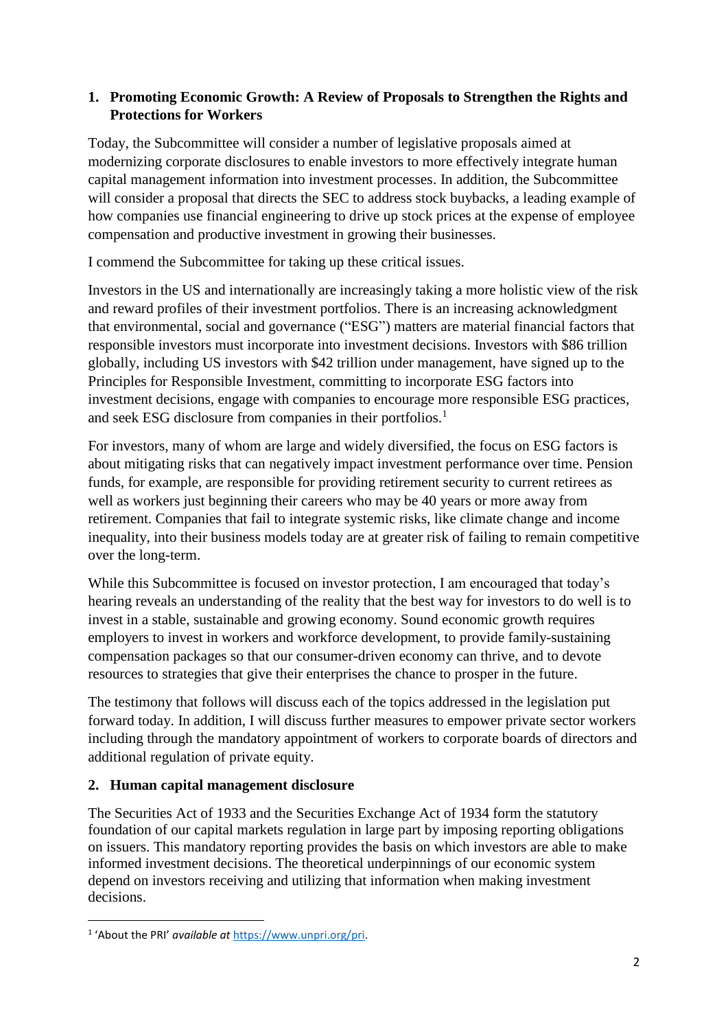## 1. Promoting Economic Growth: A Review of Proposals to Strengthen the Rights and Protections for Workers

Today, the Subcommittee will consider a number of legislative proposals aimed at modernizing corporate disclosures to enable investors to more effectively integrate human capital management information into investment processes. In addition, the Subcommittee will consider a proposal that directs the SEC to address stock buybacks, a leading example of how companies use financial engineering to drive up stock prices at the expense of employee compensation and productive investment in growing their businesses.

I commend the Subcommittee for taking up these critical issues.

Investors in the US and internationally are increasingly taking a more holistic view of the risk and reward profiles of their investment portfolios. There is an increasing acknowledgment that environmental, social and governance ("ESG") matters are material financial factors that responsible investors must incorporate into investment decisions. Investors with $86 trillion globally, including US investors with $42 trillion under management, have signed up to the Principles for Responsible Investment, committing to incorporate ESG factors into investment decisions, engage with companies to encourage more responsible ESG practices, and seek ESG disclosure from companies in their portfolios.[1]

For investors, many of whom are large and widely diversified, the focus on ESG factors is about mitigating risks that can negatively impact investment performance over time. Pension funds, for example, are responsible for providing retirement security to current retirees as well as workers just beginning their careers who may be 40 years or more away from retirement. Companies that fail to integrate systemic risks, like climate change and income inequality, into their business models today are at greater risk of failing to remain competitive over the long-term.

While this Subcommittee is focused on investor protection, I am encouraged that today's hearing reveals an understanding of the reality that the best way for investors to do well is to invest in a stable, sustainable and growing economy. Sound economic growth requires employers to invest in workers and workforce development, to provide family-sustaining compensation packages so that our consumer-driven economy can thrive, and to devote resources to strategies that give their enterprises the chance to prosper in the future.

The testimony that follows will discuss each of the topics addressed in the legislation put forward today. In addition, I will discuss further measures to empower private sector workers including through the mandatory appointment of workers to corporate boards of directors and additional regulation of private equity.

## 2. Human capital management disclosure

The Securities Act of 1933 and the Securities Exchange Act of 1934 form the statutory foundation of our capital markets regulation in large part by imposing reporting obligations on issuers. This mandatory reporting provides the basis on which investors are able to make informed investment decisions. The theoretical underpinnings of our economic system depend on investors receiving and utilizing that information when making investment decisions.

---

[1] 'About the PRI' *available at* https://www.unpri.org/pri.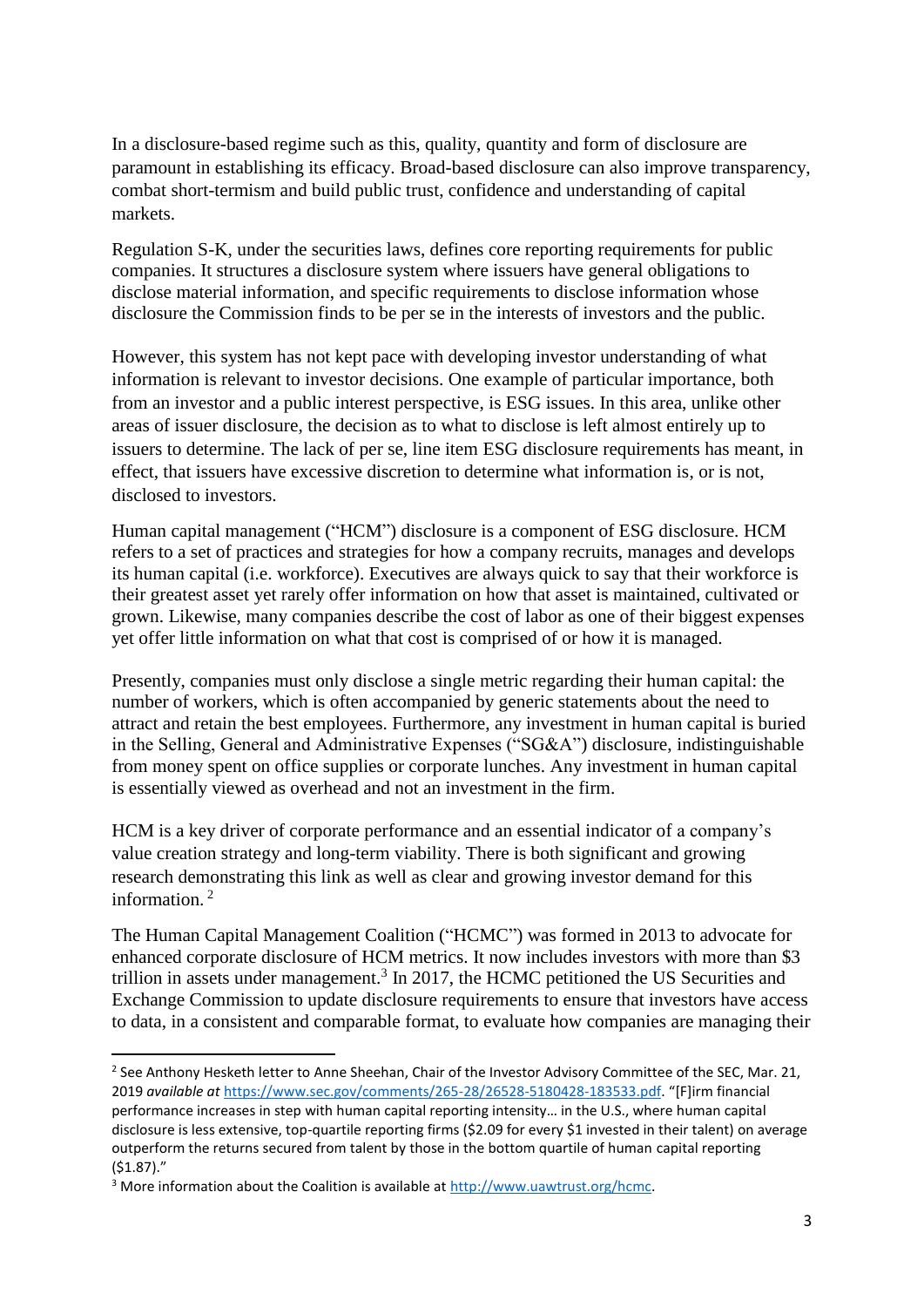In a disclosure-based regime such as this, quality, quantity and form of disclosure are paramount in establishing its efficacy. Broad-based disclosure can also improve transparency, combat short-termism and build public trust, confidence and understanding of capital markets.

Regulation S-K, under the securities laws, defines core reporting requirements for public companies. It structures a disclosure system where issuers have general obligations to disclose material information, and specific requirements to disclose information whose disclosure the Commission finds to be per se in the interests of investors and the public.

However, this system has not kept pace with developing investor understanding of what information is relevant to investor decisions. One example of particular importance, both from an investor and a public interest perspective, is ESG issues. In this area, unlike other areas of issuer disclosure, the decision as to what to disclose is left almost entirely up to issuers to determine. The lack of per se, line item ESG disclosure requirements has meant, in effect, that issuers have excessive discretion to determine what information is, or is not, disclosed to investors.

Human capital management ("HCM") disclosure is a component of ESG disclosure. HCM refers to a set of practices and strategies for how a company recruits, manages and develops its human capital (i.e. workforce). Executives are always quick to say that their workforce is their greatest asset yet rarely offer information on how that asset is maintained, cultivated or grown. Likewise, many companies describe the cost of labor as one of their biggest expenses yet offer little information on what that cost is comprised of or how it is managed.

Presently, companies must only disclose a single metric regarding their human capital: the number of workers, which is often accompanied by generic statements about the need to attract and retain the best employees. Furthermore, any investment in human capital is buried in the Selling, General and Administrative Expenses ("SG&A") disclosure, indistinguishable from money spent on office supplies or corporate lunches. Any investment in human capital is essentially viewed as overhead and not an investment in the firm.

HCM is a key driver of corporate performance and an essential indicator of a company's value creation strategy and long-term viability. There is both significant and growing research demonstrating this link as well as clear and growing investor demand for this information. [2]

The Human Capital Management Coalition ("HCMC") was formed in 2013 to advocate for enhanced corporate disclosure of HCM metrics. It now includes investors with more than $3 trillion in assets under management.[3] In 2017, the HCMC petitioned the US Securities and Exchange Commission to update disclosure requirements to ensure that investors have access to data, in a consistent and comparable format, to evaluate how companies are managing their

---

[2] See Anthony Hesketh letter to Anne Sheehan, Chair of the Investor Advisory Committee of the SEC, Mar. 21, 2019 *available at* https://www.sec.gov/comments/265-28/26528-5180428-183533.pdf. "[F]irm financial performance increases in step with human capital reporting intensity… in the U.S., where human capital disclosure is less extensive, top-quartile reporting firms ($2.09 for every $1 invested in their talent) on average outperform the returns secured from talent by those in the bottom quartile of human capital reporting ($1.87)."

[3] More information about the Coalition is available at http://www.uawtrust.org/hcmc.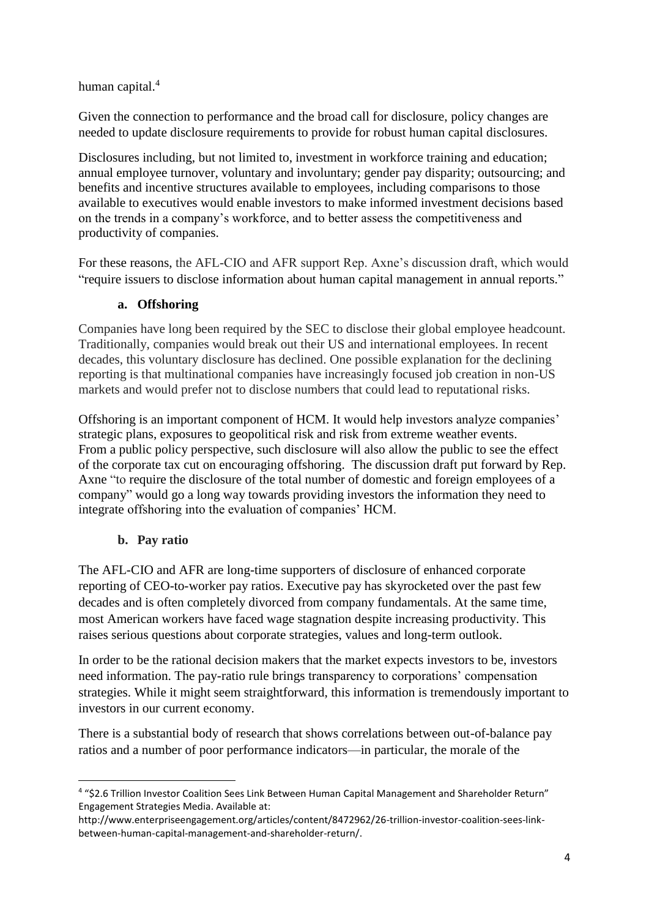human capital.[4]

Given the connection to performance and the broad call for disclosure, policy changes are needed to update disclosure requirements to provide for robust human capital disclosures.

Disclosures including, but not limited to, investment in workforce training and education; annual employee turnover, voluntary and involuntary; gender pay disparity; outsourcing; and benefits and incentive structures available to employees, including comparisons to those available to executives would enable investors to make informed investment decisions based on the trends in a company's workforce, and to better assess the competitiveness and productivity of companies.

For these reasons, the AFL-CIO and AFR support Rep. Axne's discussion draft, which would "require issuers to disclose information about human capital management in annual reports."

### a. Offshoring

Companies have long been required by the SEC to disclose their global employee headcount. Traditionally, companies would break out their US and international employees. In recent decades, this voluntary disclosure has declined. One possible explanation for the declining reporting is that multinational companies have increasingly focused job creation in non-US markets and would prefer not to disclose numbers that could lead to reputational risks.

Offshoring is an important component of HCM. It would help investors analyze companies' strategic plans, exposures to geopolitical risk and risk from extreme weather events. From a public policy perspective, such disclosure will also allow the public to see the effect of the corporate tax cut on encouraging offshoring. The discussion draft put forward by Rep. Axne "to require the disclosure of the total number of domestic and foreign employees of a company" would go a long way towards providing investors the information they need to integrate offshoring into the evaluation of companies' HCM.

### b. Pay ratio

The AFL-CIO and AFR are long-time supporters of disclosure of enhanced corporate reporting of CEO-to-worker pay ratios. Executive pay has skyrocketed over the past few decades and is often completely divorced from company fundamentals. At the same time, most American workers have faced wage stagnation despite increasing productivity. This raises serious questions about corporate strategies, values and long-term outlook.

In order to be the rational decision makers that the market expects investors to be, investors need information. The pay-ratio rule brings transparency to corporations' compensation strategies. While it might seem straightforward, this information is tremendously important to investors in our current economy.

There is a substantial body of research that shows correlations between out-of-balance pay ratios and a number of poor performance indicators—in particular, the morale of the

---

[4] "$2.6 Trillion Investor Coalition Sees Link Between Human Capital Management and Shareholder Return" Engagement Strategies Media. Available at: http://www.enterpriseengagement.org/articles/content/8472962/26-trillion-investor-coalition-sees-link-between-human-capital-management-and-shareholder-return/.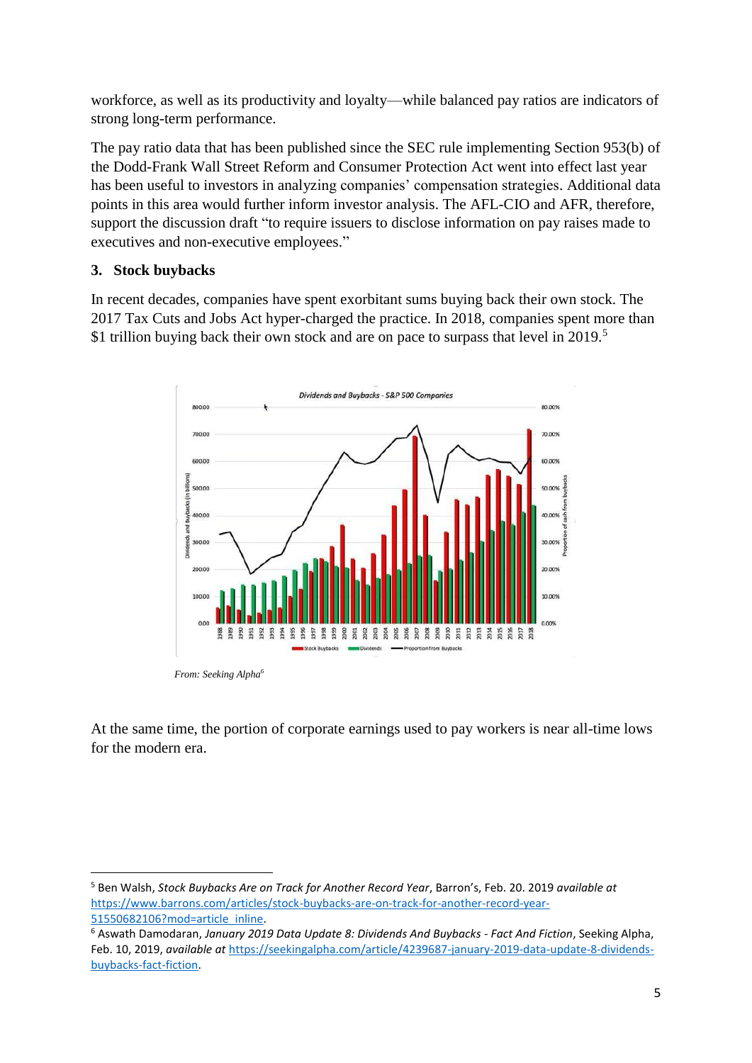workforce, as well as its productivity and loyalty—while balanced pay ratios are indicators of strong long-term performance.

The pay ratio data that has been published since the SEC rule implementing Section 953(b) of the Dodd-Frank Wall Street Reform and Consumer Protection Act went into effect last year has been useful to investors in analyzing companies' compensation strategies. Additional data points in this area would further inform investor analysis. The AFL-CIO and AFR, therefore, support the discussion draft "to require issuers to disclose information on pay raises made to executives and non-executive employees."

### 3. Stock buybacks

In recent decades, companies have spent exorbitant sums buying back their own stock. The 2017 Tax Cuts and Jobs Act hyper-charged the practice. In 2018, companies spent more than $1 trillion buying back their own stock and are on pace to surpass that level in 2019.[5]

*From: Seeking Alpha*[6]

At the same time, the portion of corporate earnings used to pay workers is near all-time lows for the modern era.

---

[5] Ben Walsh, *Stock Buybacks Are on Track for Another Record Year*, Barron's, Feb. 20. 2019 *available at* https://www.barrons.com/articles/stock-buybacks-are-on-track-for-another-record-year-51550682106?mod=article_inline.

[6] Aswath Damodaran, *January 2019 Data Update 8: Dividends And Buybacks - Fact And Fiction*, Seeking Alpha, Feb. 10, 2019, *available at* https://seekingalpha.com/article/4239687-january-2019-data-update-8-dividends-buybacks-fact-fiction.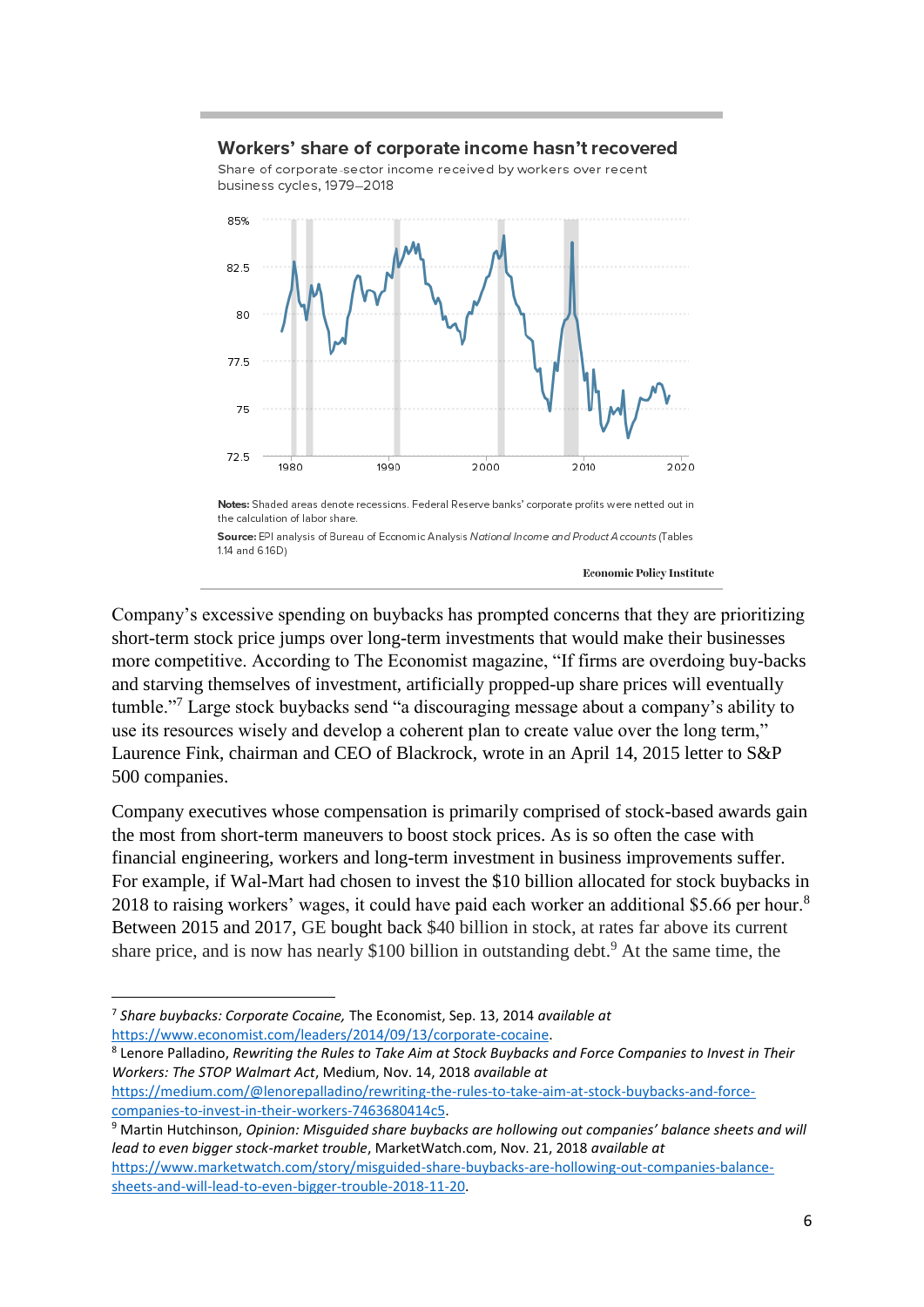**Workers' share of corporate income hasn't recovered**

Share of corporate-sector income received by workers over recent business cycles, 1979–2018

**Notes:** Shaded areas denote recessions. Federal Reserve banks' corporate profits were netted out in the calculation of labor share.

**Source:** EPI analysis of Bureau of Economic Analysis *National Income and Product Accounts* (Tables 1.14 and 6.16D)

Economic Policy Institute

Company's excessive spending on buybacks has prompted concerns that they are prioritizing short-term stock price jumps over long-term investments that would make their businesses more competitive. According to The Economist magazine, "If firms are overdoing buy-backs and starving themselves of investment, artificially propped-up share prices will eventually tumble."[7] Large stock buybacks send "a discouraging message about a company's ability to use its resources wisely and develop a coherent plan to create value over the long term," Laurence Fink, chairman and CEO of Blackrock, wrote in an April 14, 2015 letter to S&P 500 companies.

Company executives whose compensation is primarily comprised of stock-based awards gain the most from short-term maneuvers to boost stock prices. As is so often the case with financial engineering, workers and long-term investment in business improvements suffer. For example, if Wal-Mart had chosen to invest the $10 billion allocated for stock buybacks in 2018 to raising workers' wages, it could have paid each worker an additional $5.66 per hour.[8] Between 2015 and 2017, GE bought back $40 billion in stock, at rates far above its current share price, and is now has nearly $100 billion in outstanding debt.[9] At the same time, the

---

[7] *Share buybacks: Corporate Cocaine,* The Economist, Sep. 13, 2014 *available at* https://www.economist.com/leaders/2014/09/13/corporate-cocaine.

[8] Lenore Palladino, *Rewriting the Rules to Take Aim at Stock Buybacks and Force Companies to Invest in Their Workers: The STOP Walmart Act*, Medium, Nov. 14, 2018 *available at* https://medium.com/@lenorepalladino/rewriting-the-rules-to-take-aim-at-stock-buybacks-and-force-companies-to-invest-in-their-workers-7463680414c5.

[9] Martin Hutchinson, *Opinion: Misguided share buybacks are hollowing out companies' balance sheets and will lead to even bigger stock-market trouble*, MarketWatch.com, Nov. 21, 2018 *available at* https://www.marketwatch.com/story/misguided-share-buybacks-are-hollowing-out-companies-balance-sheets-and-will-lead-to-even-bigger-trouble-2018-11-20.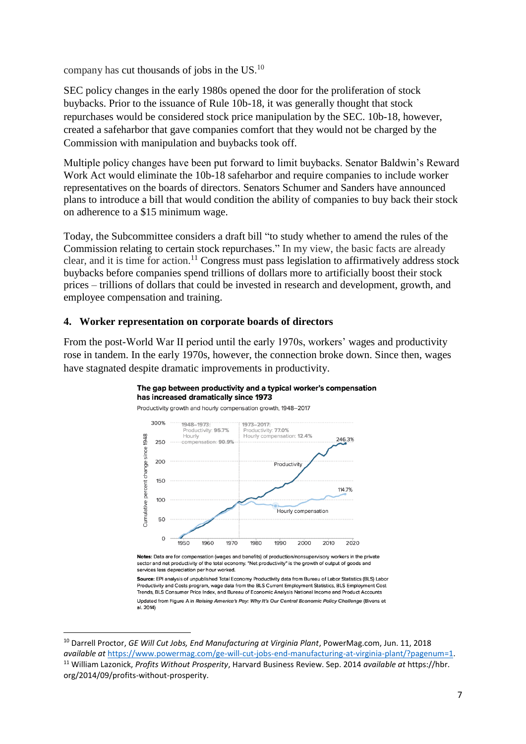company has cut thousands of jobs in the US.[10]

SEC policy changes in the early 1980s opened the door for the proliferation of stock buybacks. Prior to the issuance of Rule 10b-18, it was generally thought that stock repurchases would be considered stock price manipulation by the SEC. 10b-18, however, created a safeharbor that gave companies comfort that they would not be charged by the Commission with manipulation and buybacks took off.

Multiple policy changes have been put forward to limit buybacks. Senator Baldwin's Reward Work Act would eliminate the 10b-18 safeharbor and require companies to include worker representatives on the boards of directors. Senators Schumer and Sanders have announced plans to introduce a bill that would condition the ability of companies to buy back their stock on adherence to a $15 minimum wage.

Today, the Subcommittee considers a draft bill "to study whether to amend the rules of the Commission relating to certain stock repurchases." In my view, the basic facts are already clear, and it is time for action.[11] Congress must pass legislation to affirmatively address stock buybacks before companies spend trillions of dollars more to artificially boost their stock prices – trillions of dollars that could be invested in research and development, growth, and employee compensation and training.

#### 4. Worker representation on corporate boards of directors

From the post-World War II period until the early 1970s, workers' wages and productivity rose in tandem. In the early 1970s, however, the connection broke down. Since then, wages have stagnated despite dramatic improvements in productivity.

**The gap between productivity and a typical worker's compensation has increased dramatically since 1973**

Productivity growth and hourly compensation growth, 1948–2017

1948–1973: Productivity: 95.7%, Hourly compensation: 90.9%

1973–2017: Productivity: 77.0%, Hourly compensation: 12.4%

Productivity: 246.3%; Hourly compensation: 114.7%

**Notes:** Data are for compensation (wages and benefits) of production/nonsupervisory workers in the private sector and net productivity of the total economy. "Net productivity" is the growth of output of goods and services less depreciation per hour worked.

**Source:** EPI analysis of unpublished Total Economy Productivity data from Bureau of Labor Statistics (BLS) Labor Productivity and Costs program, wage data from the BLS Current Employment Statistics, BLS Employment Cost Trends, BLS Consumer Price Index, and Bureau of Economic Analysis National Income and Product Accounts

Updated from Figure A in ***Raising America's Pay: Why It's Our Central Economic Policy Challenge*** (Bivens et al. 2014)

---

[10] Darrell Proctor, *GE Will Cut Jobs, End Manufacturing at Virginia Plant*, PowerMag.com, Jun. 11, 2018 *available at* https://www.powermag.com/ge-will-cut-jobs-end-manufacturing-at-virginia-plant/?pagenum=1.

[11] William Lazonick, *Profits Without Prosperity*, Harvard Business Review. Sep. 2014 *available at* https://hbr.org/2014/09/profits-without-prosperity.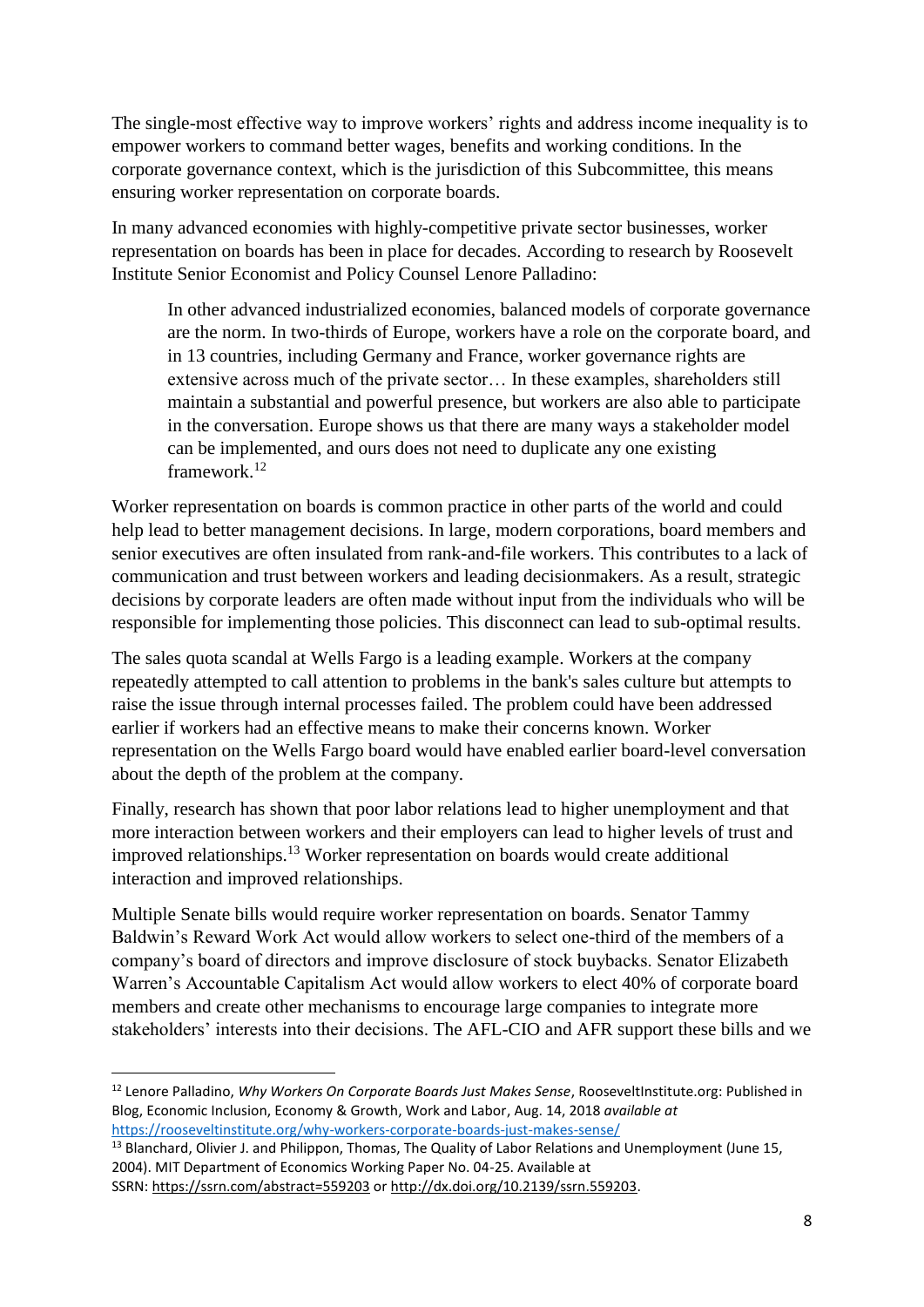The single-most effective way to improve workers' rights and address income inequality is to empower workers to command better wages, benefits and working conditions. In the corporate governance context, which is the jurisdiction of this Subcommittee, this means ensuring worker representation on corporate boards.

In many advanced economies with highly-competitive private sector businesses, worker representation on boards has been in place for decades. According to research by Roosevelt Institute Senior Economist and Policy Counsel Lenore Palladino:

> In other advanced industrialized economies, balanced models of corporate governance are the norm. In two-thirds of Europe, workers have a role on the corporate board, and in 13 countries, including Germany and France, worker governance rights are extensive across much of the private sector… In these examples, shareholders still maintain a substantial and powerful presence, but workers are also able to participate in the conversation. Europe shows us that there are many ways a stakeholder model can be implemented, and ours does not need to duplicate any one existing framework.[12]

Worker representation on boards is common practice in other parts of the world and could help lead to better management decisions. In large, modern corporations, board members and senior executives are often insulated from rank-and-file workers. This contributes to a lack of communication and trust between workers and leading decisionmakers. As a result, strategic decisions by corporate leaders are often made without input from the individuals who will be responsible for implementing those policies. This disconnect can lead to sub-optimal results.

The sales quota scandal at Wells Fargo is a leading example. Workers at the company repeatedly attempted to call attention to problems in the bank's sales culture but attempts to raise the issue through internal processes failed. The problem could have been addressed earlier if workers had an effective means to make their concerns known. Worker representation on the Wells Fargo board would have enabled earlier board-level conversation about the depth of the problem at the company.

Finally, research has shown that poor labor relations lead to higher unemployment and that more interaction between workers and their employers can lead to higher levels of trust and improved relationships.[13] Worker representation on boards would create additional interaction and improved relationships.

Multiple Senate bills would require worker representation on boards. Senator Tammy Baldwin's Reward Work Act would allow workers to select one-third of the members of a company's board of directors and improve disclosure of stock buybacks. Senator Elizabeth Warren's Accountable Capitalism Act would allow workers to elect 40% of corporate board members and create other mechanisms to encourage large companies to integrate more stakeholders' interests into their decisions. The AFL-CIO and AFR support these bills and we

---

[12] Lenore Palladino, *Why Workers On Corporate Boards Just Makes Sense*, RooseveltInstitute.org: Published in Blog, Economic Inclusion, Economy & Growth, Work and Labor, Aug. 14, 2018 *available at* https://rooseveltinstitute.org/why-workers-corporate-boards-just-makes-sense/

[13] Blanchard, Olivier J. and Philippon, Thomas, The Quality of Labor Relations and Unemployment (June 15, 2004). MIT Department of Economics Working Paper No. 04-25. Available at SSRN: https://ssrn.com/abstract=559203 or http://dx.doi.org/10.2139/ssrn.559203.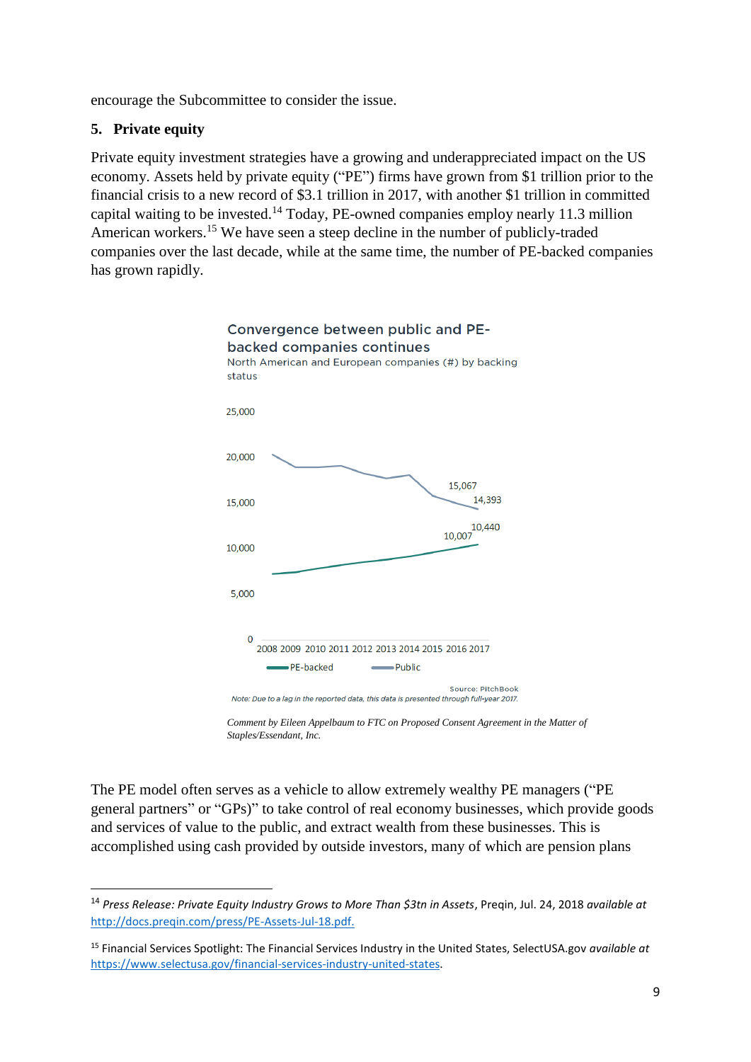encourage the Subcommittee to consider the issue.

## 5. Private equity

Private equity investment strategies have a growing and underappreciated impact on the US economy. Assets held by private equity ("PE") firms have grown from $1 trillion prior to the financial crisis to a new record of $3.1 trillion in 2017, with another $1 trillion in committed capital waiting to be invested.[14] Today, PE-owned companies employ nearly 11.3 million American workers.[15] We have seen a steep decline in the number of publicly-traded companies over the last decade, while at the same time, the number of PE-backed companies has grown rapidly.

Convergence between public and PE-backed companies continues

North American and European companies (#) by backing status

25,000

20,000

15,000

10,000

5,000

0

2008 2009 2010 2011 2012 2013 2014 2015 2016 2017

15,067

14,393

10,440

10,007

PE-backed

Public

Source: PitchBook

*Note: Due to a lag in the reported data, this data is presented through full-year 2017.*

*Comment by Eileen Appelbaum to FTC on Proposed Consent Agreement in the Matter of Staples/Essendant, Inc.*

The PE model often serves as a vehicle to allow extremely wealthy PE managers ("PE general partners" or "GPs)" to take control of real economy businesses, which provide goods and services of value to the public, and extract wealth from these businesses. This is accomplished using cash provided by outside investors, many of which are pension plans

---

[14] *Press Release: Private Equity Industry Grows to More Than $3tn in Assets*, Preqin, Jul. 24, 2018 *available at* http://docs.preqin.com/press/PE-Assets-Jul-18.pdf.

[15] Financial Services Spotlight: The Financial Services Industry in the United States, SelectUSA.gov *available at* https://www.selectusa.gov/financial-services-industry-united-states.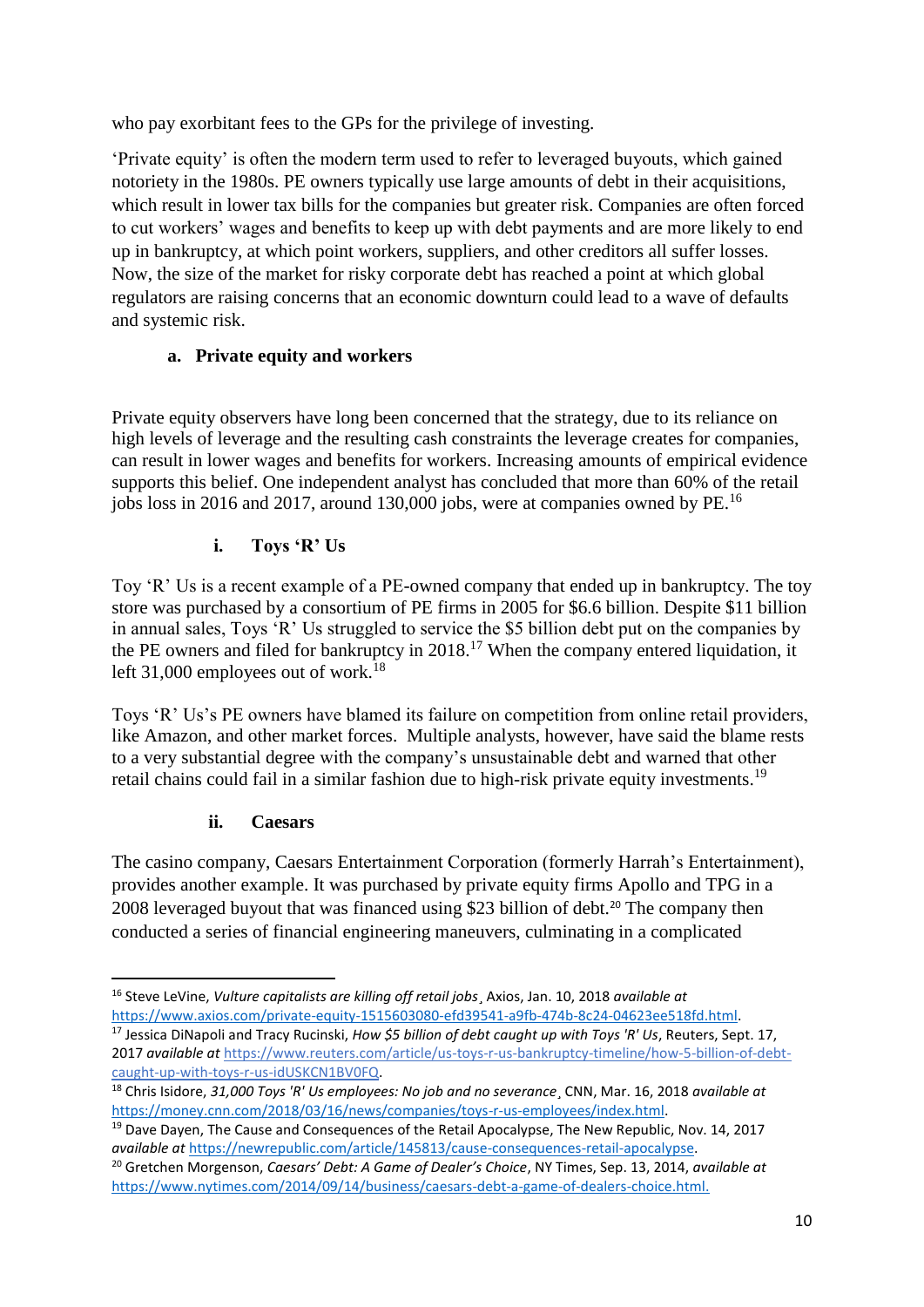who pay exorbitant fees to the GPs for the privilege of investing.

'Private equity' is often the modern term used to refer to leveraged buyouts, which gained notoriety in the 1980s. PE owners typically use large amounts of debt in their acquisitions, which result in lower tax bills for the companies but greater risk. Companies are often forced to cut workers' wages and benefits to keep up with debt payments and are more likely to end up in bankruptcy, at which point workers, suppliers, and other creditors all suffer losses. Now, the size of the market for risky corporate debt has reached a point at which global regulators are raising concerns that an economic downturn could lead to a wave of defaults and systemic risk.

### a. Private equity and workers

Private equity observers have long been concerned that the strategy, due to its reliance on high levels of leverage and the resulting cash constraints the leverage creates for companies, can result in lower wages and benefits for workers. Increasing amounts of empirical evidence supports this belief. One independent analyst has concluded that more than 60% of the retail jobs loss in 2016 and 2017, around 130,000 jobs, were at companies owned by PE.[16]

#### i. Toys 'R' Us

Toy 'R' Us is a recent example of a PE-owned company that ended up in bankruptcy. The toy store was purchased by a consortium of PE firms in 2005 for $6.6 billion. Despite $11 billion in annual sales, Toys 'R' Us struggled to service the $5 billion debt put on the companies by the PE owners and filed for bankruptcy in 2018.[17] When the company entered liquidation, it left 31,000 employees out of work.[18]

Toys 'R' Us's PE owners have blamed its failure on competition from online retail providers, like Amazon, and other market forces. Multiple analysts, however, have said the blame rests to a very substantial degree with the company's unsustainable debt and warned that other retail chains could fail in a similar fashion due to high-risk private equity investments.[19]

#### ii. Caesars

The casino company, Caesars Entertainment Corporation (formerly Harrah's Entertainment), provides another example. It was purchased by private equity firms Apollo and TPG in a 2008 leveraged buyout that was financed using $23 billion of debt.[20] The company then conducted a series of financial engineering maneuvers, culminating in a complicated

---

[16] Steve LeVine, *Vulture capitalists are killing off retail jobs*¸ Axios, Jan. 10, 2018 *available at* https://www.axios.com/private-equity-1515603080-efd39541-a9fb-474b-8c24-04623ee518fd.html.

[17] Jessica DiNapoli and Tracy Rucinski, *How $5 billion of debt caught up with Toys 'R' Us*, Reuters, Sept. 17, 2017 *available at* https://www.reuters.com/article/us-toys-r-us-bankruptcy-timeline/how-5-billion-of-debt-caught-up-with-toys-r-us-idUSKCN1BV0FQ.

[18] Chris Isidore, *31,000 Toys 'R' Us employees: No job and no severance*¸ CNN, Mar. 16, 2018 *available at* https://money.cnn.com/2018/03/16/news/companies/toys-r-us-employees/index.html.

[19] Dave Dayen, The Cause and Consequences of the Retail Apocalypse, The New Republic, Nov. 14, 2017 *available at* https://newrepublic.com/article/145813/cause-consequences-retail-apocalypse.

[20] Gretchen Morgenson, *Caesars' Debt: A Game of Dealer's Choice*, NY Times, Sep. 13, 2014, *available at* https://www.nytimes.com/2014/09/14/business/caesars-debt-a-game-of-dealers-choice.html.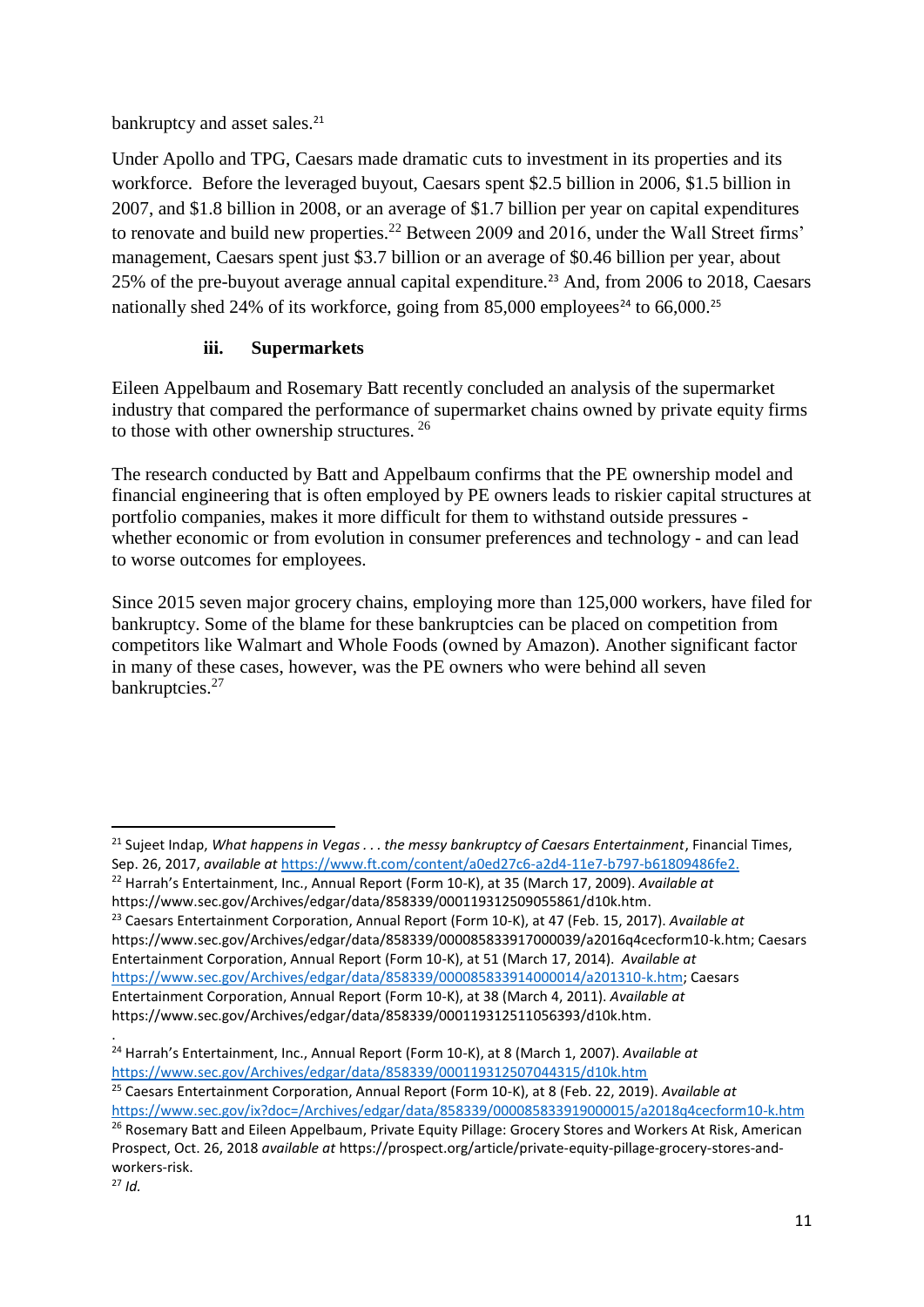bankruptcy and asset sales.[21]

Under Apollo and TPG, Caesars made dramatic cuts to investment in its properties and its workforce. Before the leveraged buyout, Caesars spent $2.5 billion in 2006, $1.5 billion in 2007, and $1.8 billion in 2008, or an average of $1.7 billion per year on capital expenditures to renovate and build new properties.[22] Between 2009 and 2016, under the Wall Street firms' management, Caesars spent just $3.7 billion or an average of $0.46 billion per year, about 25% of the pre-buyout average annual capital expenditure.[23] And, from 2006 to 2018, Caesars nationally shed 24% of its workforce, going from 85,000 employees[24] to 66,000.[25]

### iii. Supermarkets

Eileen Appelbaum and Rosemary Batt recently concluded an analysis of the supermarket industry that compared the performance of supermarket chains owned by private equity firms to those with other ownership structures.[26]

The research conducted by Batt and Appelbaum confirms that the PE ownership model and financial engineering that is often employed by PE owners leads to riskier capital structures at portfolio companies, makes it more difficult for them to withstand outside pressures - whether economic or from evolution in consumer preferences and technology - and can lead to worse outcomes for employees.

Since 2015 seven major grocery chains, employing more than 125,000 workers, have filed for bankruptcy. Some of the blame for these bankruptcies can be placed on competition from competitors like Walmart and Whole Foods (owned by Amazon). Another significant factor in many of these cases, however, was the PE owners who were behind all seven bankruptcies.[27]

---

[21] Sujeet Indap, *What happens in Vegas . . . the messy bankruptcy of Caesars Entertainment*, Financial Times, Sep. 26, 2017, *available at* https://www.ft.com/content/a0ed27c6-a2d4-11e7-b797-b61809486fe2.

[22] Harrah's Entertainment, Inc., Annual Report (Form 10-K), at 35 (March 17, 2009). *Available at* https://www.sec.gov/Archives/edgar/data/858339/000119312509055861/d10k.htm.

[23] Caesars Entertainment Corporation, Annual Report (Form 10-K), at 47 (Feb. 15, 2017). *Available at* https://www.sec.gov/Archives/edgar/data/858339/000085833917000039/a2016q4cecform10-k.htm; Caesars Entertainment Corporation, Annual Report (Form 10-K), at 51 (March 17, 2014). *Available at* https://www.sec.gov/Archives/edgar/data/858339/000085833914000014/a201310-k.htm; Caesars Entertainment Corporation, Annual Report (Form 10-K), at 38 (March 4, 2011). *Available at* https://www.sec.gov/Archives/edgar/data/858339/000119312511056393/d10k.htm.

[24] Harrah's Entertainment, Inc., Annual Report (Form 10-K), at 8 (March 1, 2007). *Available at* https://www.sec.gov/Archives/edgar/data/858339/000119312507044315/d10k.htm

[25] Caesars Entertainment Corporation, Annual Report (Form 10-K), at 8 (Feb. 22, 2019). *Available at* https://www.sec.gov/ix?doc=/Archives/edgar/data/858339/000085833919000015/a2018q4cecform10-k.htm

[26] Rosemary Batt and Eileen Appelbaum, Private Equity Pillage: Grocery Stores and Workers At Risk, American Prospect, Oct. 26, 2018 *available at* https://prospect.org/article/private-equity-pillage-grocery-stores-and-workers-risk.

[27] *Id.*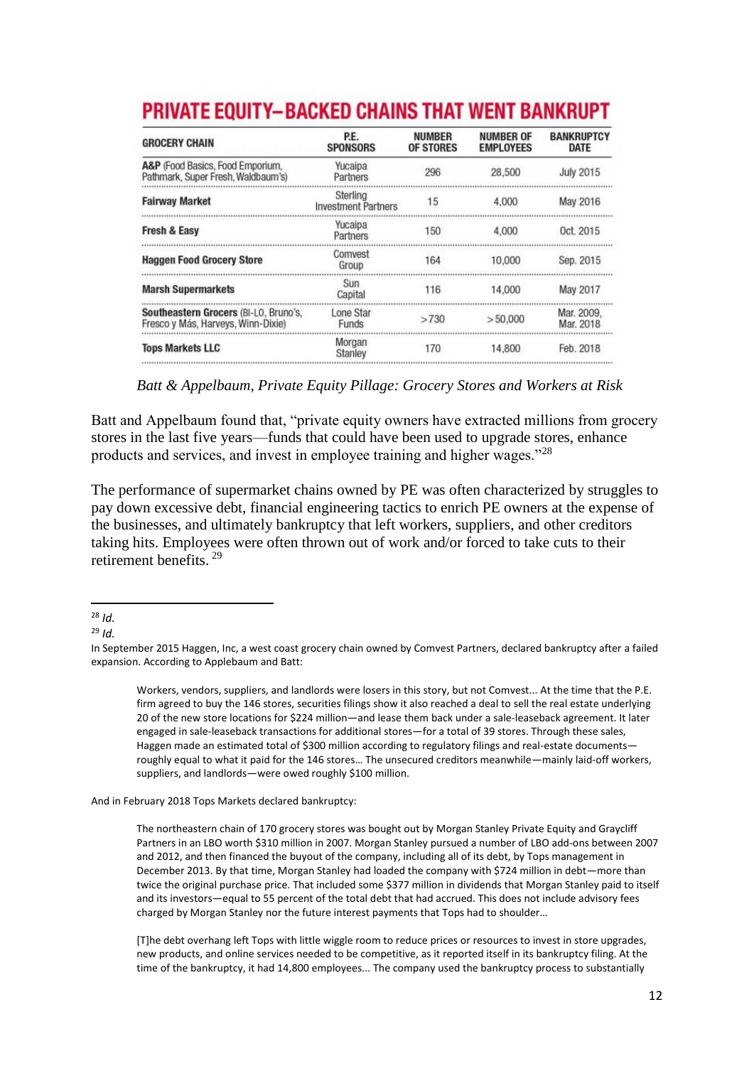## PRIVATE EQUITY–BACKED CHAINS THAT WENT BANKRUPT

| GROCERY CHAIN | P.E. SPONSORS | NUMBER OF STORES | NUMBER OF EMPLOYEES | BANKRUPTCY DATE |
|---|---|---|---|---|
| **A&P** (Food Basics, Food Emporium, Pathmark, Super Fresh, Waldbaum's) | Yucaipa Partners | 296 | 28,500 | July 2015 |
| **Fairway Market** | Sterling Investment Partners | 15 | 4,000 | May 2016 |
| **Fresh & Easy** | Yucaipa Partners | 150 | 4,000 | Oct. 2015 |
| **Haggen Food Grocery Store** | Comvest Group | 164 | 10,000 | Sep. 2015 |
| **Marsh Supermarkets** | Sun Capital | 116 | 14,000 | May 2017 |
| **Southeastern Grocers** (BI-LO, Bruno's, Fresco y Más, Harveys, Winn-Dixie) | Lone Star Funds | >730 | >50,000 | Mar. 2009, Mar. 2018 |
| **Tops Markets LLC** | Morgan Stanley | 170 | 14,800 | Feb. 2018 |

*Batt & Appelbaum, Private Equity Pillage: Grocery Stores and Workers at Risk*

Batt and Appelbaum found that, "private equity owners have extracted millions from grocery stores in the last five years—funds that could have been used to upgrade stores, enhance products and services, and invest in employee training and higher wages."[28]

The performance of supermarket chains owned by PE was often characterized by struggles to pay down excessive debt, financial engineering tactics to enrich PE owners at the expense of the businesses, and ultimately bankruptcy that left workers, suppliers, and other creditors taking hits. Employees were often thrown out of work and/or forced to take cuts to their retirement benefits. [29]

---

[28] *Id.*

[29] *Id.*

In September 2015 Haggen, Inc, a west coast grocery chain owned by Comvest Partners, declared bankruptcy after a failed expansion. According to Applebaum and Batt:

> Workers, vendors, suppliers, and landlords were losers in this story, but not Comvest... At the time that the P.E. firm agreed to buy the 146 stores, securities filings show it also reached a deal to sell the real estate underlying 20 of the new store locations for $224 million—and lease them back under a sale-leaseback agreement. It later engaged in sale-leaseback transactions for additional stores—for a total of 39 stores. Through these sales, Haggen made an estimated total of $300 million according to regulatory filings and real-estate documents—roughly equal to what it paid for the 146 stores... The unsecured creditors meanwhile—mainly laid-off workers, suppliers, and landlords—were owed roughly $100 million.

And in February 2018 Tops Markets declared bankruptcy:

> The northeastern chain of 170 grocery stores was bought out by Morgan Stanley Private Equity and Graycliff Partners in an LBO worth $310 million in 2007. Morgan Stanley pursued a number of LBO add-ons between 2007 and 2012, and then financed the buyout of the company, including all of its debt, by Tops management in December 2013. By that time, Morgan Stanley had loaded the company with $724 million in debt—more than twice the original purchase price. That included some $377 million in dividends that Morgan Stanley paid to itself and its investors—equal to 55 percent of the total debt that had accrued. This does not include advisory fees charged by Morgan Stanley nor the future interest payments that Tops had to shoulder...
>
> [T]he debt overhang left Tops with little wiggle room to reduce prices or resources to invest in store upgrades, new products, and online services needed to be competitive, as it reported itself in its bankruptcy filing. At the time of the bankruptcy, it had 14,800 employees... The company used the bankruptcy process to substantially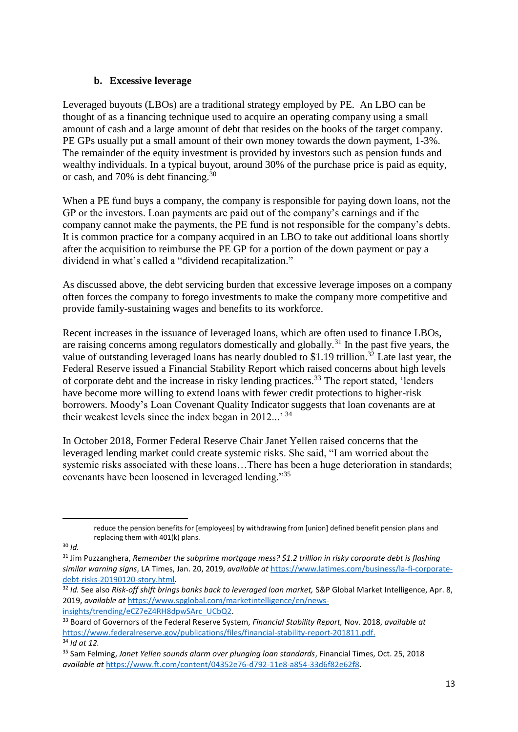### b. Excessive leverage

Leveraged buyouts (LBOs) are a traditional strategy employed by PE. An LBO can be thought of as a financing technique used to acquire an operating company using a small amount of cash and a large amount of debt that resides on the books of the target company. PE GPs usually put a small amount of their own money towards the down payment, 1-3%. The remainder of the equity investment is provided by investors such as pension funds and wealthy individuals. In a typical buyout, around 30% of the purchase price is paid as equity, or cash, and 70% is debt financing.[30]

When a PE fund buys a company, the company is responsible for paying down loans, not the GP or the investors. Loan payments are paid out of the company's earnings and if the company cannot make the payments, the PE fund is not responsible for the company's debts. It is common practice for a company acquired in an LBO to take out additional loans shortly after the acquisition to reimburse the PE GP for a portion of the down payment or pay a dividend in what's called a "dividend recapitalization."

As discussed above, the debt servicing burden that excessive leverage imposes on a company often forces the company to forego investments to make the company more competitive and provide family-sustaining wages and benefits to its workforce.

Recent increases in the issuance of leveraged loans, which are often used to finance LBOs, are raising concerns among regulators domestically and globally.[31] In the past five years, the value of outstanding leveraged loans has nearly doubled to $1.19 trillion.[32] Late last year, the Federal Reserve issued a Financial Stability Report which raised concerns about high levels of corporate debt and the increase in risky lending practices.[33] The report stated, 'lenders have become more willing to extend loans with fewer credit protections to higher-risk borrowers. Moody's Loan Covenant Quality Indicator suggests that loan covenants are at their weakest levels since the index began in 2012...' [34]

In October 2018, Former Federal Reserve Chair Janet Yellen raised concerns that the leveraged lending market could create systemic risks. She said, "I am worried about the systemic risks associated with these loans…There has been a huge deterioration in standards; covenants have been loosened in leveraged lending."[35]

---

reduce the pension benefits for [employees] by withdrawing from [union] defined benefit pension plans and replacing them with 401(k) plans.

[30] *Id.*

[31] Jim Puzzanghera, *Remember the subprime mortgage mess? $1.2 trillion in risky corporate debt is flashing similar warning signs*, LA Times, Jan. 20, 2019, *available at* https://www.latimes.com/business/la-fi-corporate-debt-risks-20190120-story.html.

[32] *Id.* See also *Risk-off shift brings banks back to leveraged loan market,* S&P Global Market Intelligence, Apr. 8, 2019, *available at* https://www.spglobal.com/marketintelligence/en/news-insights/trending/eCZ7eZ4RH8dpwSArc_UCbQ2.

[33] Board of Governors of the Federal Reserve System, *Financial Stability Report,* Nov. 2018, *available at* https://www.federalreserve.gov/publications/files/financial-stability-report-201811.pdf.

[34] *Id at 12.*

[35] Sam Felming, *Janet Yellen sounds alarm over plunging loan standards*, Financial Times, Oct. 25, 2018 *available at* https://www.ft.com/content/04352e76-d792-11e8-a854-33d6f82e62f8.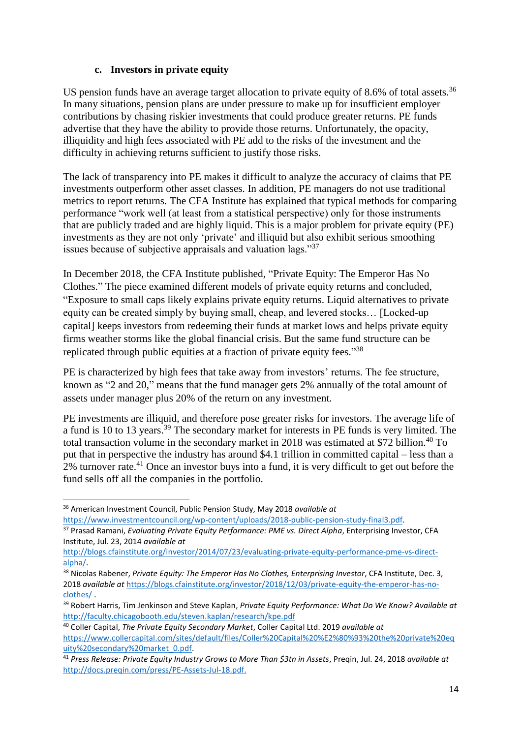### c. Investors in private equity

US pension funds have an average target allocation to private equity of 8.6% of total assets.[36] In many situations, pension plans are under pressure to make up for insufficient employer contributions by chasing riskier investments that could produce greater returns. PE funds advertise that they have the ability to provide those returns. Unfortunately, the opacity, illiquidity and high fees associated with PE add to the risks of the investment and the difficulty in achieving returns sufficient to justify those risks.

The lack of transparency into PE makes it difficult to analyze the accuracy of claims that PE investments outperform other asset classes. In addition, PE managers do not use traditional metrics to report returns. The CFA Institute has explained that typical methods for comparing performance "work well (at least from a statistical perspective) only for those instruments that are publicly traded and are highly liquid. This is a major problem for private equity (PE) investments as they are not only 'private' and illiquid but also exhibit serious smoothing issues because of subjective appraisals and valuation lags."[37]

In December 2018, the CFA Institute published, "Private Equity: The Emperor Has No Clothes." The piece examined different models of private equity returns and concluded, "Exposure to small caps likely explains private equity returns. Liquid alternatives to private equity can be created simply by buying small, cheap, and levered stocks… [Locked-up capital] keeps investors from redeeming their funds at market lows and helps private equity firms weather storms like the global financial crisis. But the same fund structure can be replicated through public equities at a fraction of private equity fees."[38]

PE is characterized by high fees that take away from investors' returns. The fee structure, known as "2 and 20," means that the fund manager gets 2% annually of the total amount of assets under manager plus 20% of the return on any investment.

PE investments are illiquid, and therefore pose greater risks for investors. The average life of a fund is 10 to 13 years.[39] The secondary market for interests in PE funds is very limited. The total transaction volume in the secondary market in 2018 was estimated at $72 billion.[40] To put that in perspective the industry has around $4.1 trillion in committed capital – less than a 2% turnover rate.[41] Once an investor buys into a fund, it is very difficult to get out before the fund sells off all the companies in the portfolio.

---

[36] American Investment Council, Public Pension Study, May 2018 *available at* https://www.investmentcouncil.org/wp-content/uploads/2018-public-pension-study-final3.pdf.

[37] Prasad Ramani, *Evaluating Private Equity Performance: PME vs. Direct Alpha*, Enterprising Investor, CFA Institute, Jul. 23, 2014 *available at* http://blogs.cfainstitute.org/investor/2014/07/23/evaluating-private-equity-performance-pme-vs-direct-alpha/.

[38] Nicolas Rabener, *Private Equity: The Emperor Has No Clothes, Enterprising Investor*, CFA Institute, Dec. 3, 2018 *available at* https://blogs.cfainstitute.org/investor/2018/12/03/private-equity-the-emperor-has-no-clothes/ .

[39] Robert Harris, Tim Jenkinson and Steve Kaplan, *Private Equity Performance: What Do We Know? Available at* http://faculty.chicagobooth.edu/steven.kaplan/research/kpe.pdf

[40] Coller Capital, *The Private Equity Secondary Market*, Coller Capital Ltd. 2019 *available at* https://www.collercapital.com/sites/default/files/Coller%20Capital%20%E2%80%93%20the%20private%20equity%20secondary%20market_0.pdf.

[41] *Press Release: Private Equity Industry Grows to More Than $3tn in Assets*, Preqin, Jul. 24, 2018 *available at* http://docs.preqin.com/press/PE-Assets-Jul-18.pdf.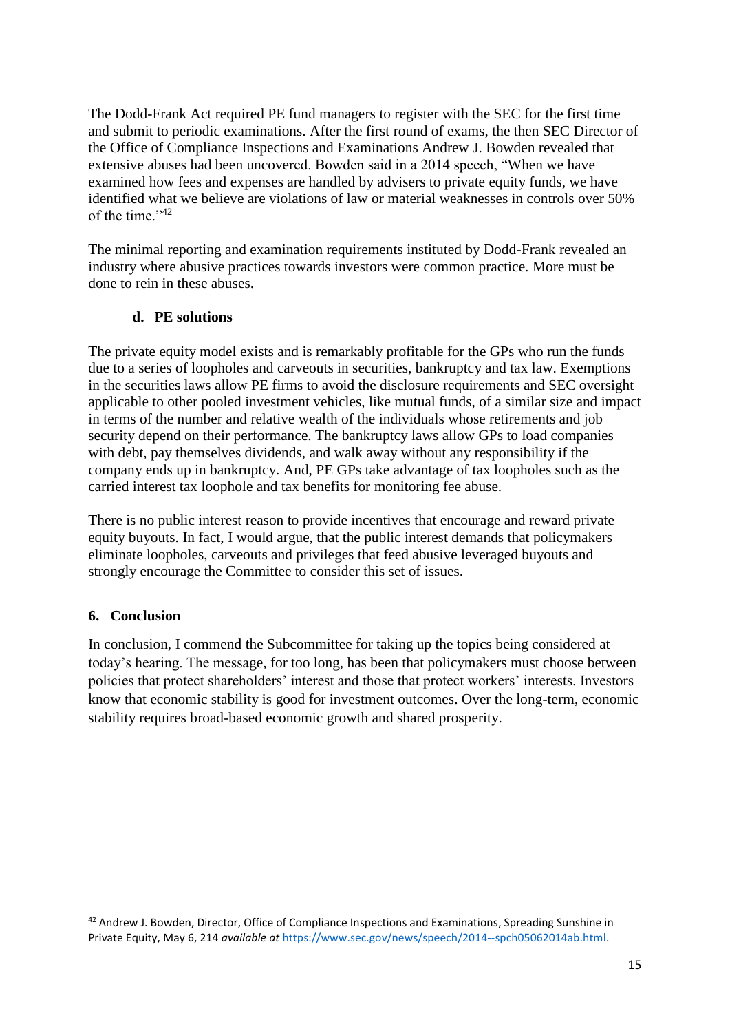The Dodd-Frank Act required PE fund managers to register with the SEC for the first time and submit to periodic examinations. After the first round of exams, the then SEC Director of the Office of Compliance Inspections and Examinations Andrew J. Bowden revealed that extensive abuses had been uncovered. Bowden said in a 2014 speech, "When we have examined how fees and expenses are handled by advisers to private equity funds, we have identified what we believe are violations of law or material weaknesses in controls over 50% of the time."[42]

The minimal reporting and examination requirements instituted by Dodd-Frank revealed an industry where abusive practices towards investors were common practice. More must be done to rein in these abuses.

### d. PE solutions

The private equity model exists and is remarkably profitable for the GPs who run the funds due to a series of loopholes and carveouts in securities, bankruptcy and tax law. Exemptions in the securities laws allow PE firms to avoid the disclosure requirements and SEC oversight applicable to other pooled investment vehicles, like mutual funds, of a similar size and impact in terms of the number and relative wealth of the individuals whose retirements and job security depend on their performance. The bankruptcy laws allow GPs to load companies with debt, pay themselves dividends, and walk away without any responsibility if the company ends up in bankruptcy. And, PE GPs take advantage of tax loopholes such as the carried interest tax loophole and tax benefits for monitoring fee abuse.

There is no public interest reason to provide incentives that encourage and reward private equity buyouts. In fact, I would argue, that the public interest demands that policymakers eliminate loopholes, carveouts and privileges that feed abusive leveraged buyouts and strongly encourage the Committee to consider this set of issues.

## 6. Conclusion

In conclusion, I commend the Subcommittee for taking up the topics being considered at today's hearing. The message, for too long, has been that policymakers must choose between policies that protect shareholders' interest and those that protect workers' interests. Investors know that economic stability is good for investment outcomes. Over the long-term, economic stability requires broad-based economic growth and shared prosperity.

---

[42] Andrew J. Bowden, Director, Office of Compliance Inspections and Examinations, Spreading Sunshine in Private Equity, May 6, 214 *available at* https://www.sec.gov/news/speech/2014--spch05062014ab.html.